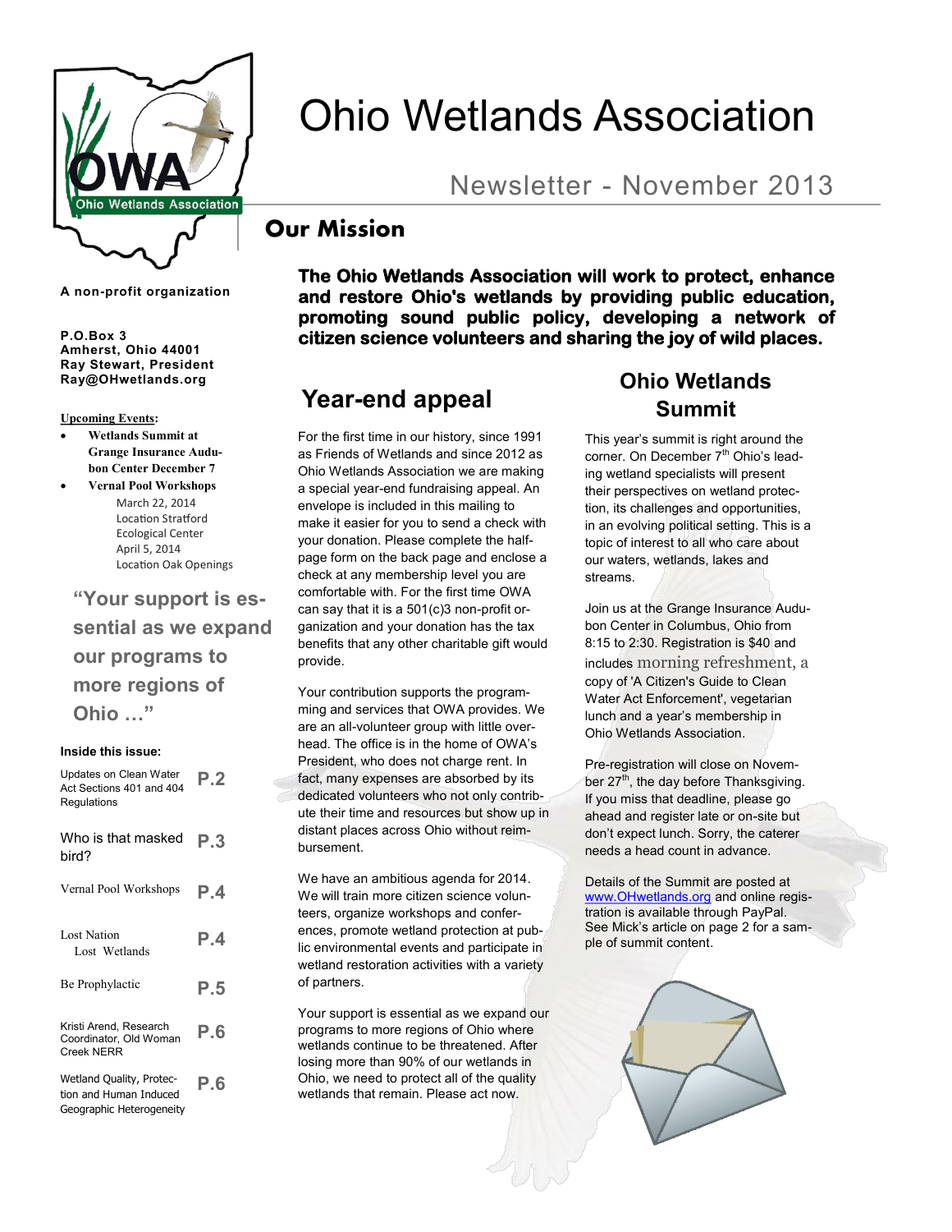# Ohio Wetlands Association

## Newsletter - November 2013

A non-profit organization

**P.O.Box 3**
**Amherst, Ohio 44001**
**Ray Stewart, President**
**Ray@OHwetlands.org**

**Upcoming Events:**

- **Wetlands Summit at Grange Insurance Audubon Center December 7**
- **Vernal Pool Workshops**
  March 22, 2014
  Location Stratford Ecological Center
  April 5, 2014
  Location Oak Openings

**"Your support is essential as we expand our programs to more regions of Ohio …"**

**Inside this issue:**

| | |
|---|---|
| Updates on Clean Water Act Sections 401 and 404 Regulations | P.2 |
| Who is that masked bird? | P.3 |
| Vernal Pool Workshops | P.4 |
| Lost Nation Lost Wetlands | P.4 |
| Be Prophylactic | P.5 |
| Kristi Arend, Research Coordinator, Old Woman Creek NERR | P.6 |
| Wetland Quality, Protection and Human Induced Geographic Heterogeneity | P.6 |

## Our Mission

**The Ohio Wetlands Association will work to protect, enhance and restore Ohio's wetlands by providing public education, promoting sound public policy, developing a network of citizen science volunteers and sharing the joy of wild places.**

## Year-end appeal

For the first time in our history, since 1991 as Friends of Wetlands and since 2012 as Ohio Wetlands Association we are making a special year-end fundraising appeal. An envelope is included in this mailing to make it easier for you to send a check with your donation. Please complete the half-page form on the back page and enclose a check at any membership level you are comfortable with. For the first time OWA can say that it is a 501(c)3 non-profit organization and your donation has the tax benefits that any other charitable gift would provide.

Your contribution supports the programming and services that OWA provides. We are an all-volunteer group with little overhead. The office is in the home of OWA's President, who does not charge rent. In fact, many expenses are absorbed by its dedicated volunteers who not only contribute their time and resources but show up in distant places across Ohio without reimbursement.

We have an ambitious agenda for 2014. We will train more citizen science volunteers, organize workshops and conferences, promote wetland protection at public environmental events and participate in wetland restoration activities with a variety of partners.

Your support is essential as we expand our programs to more regions of Ohio where wetlands continue to be threatened. After losing more than 90% of our wetlands in Ohio, we need to protect all of the quality wetlands that remain. Please act now.

## Ohio Wetlands Summit

This year's summit is right around the corner. On December 7th Ohio's leading wetland specialists will present their perspectives on wetland protection, its challenges and opportunities, in an evolving political setting. This is a topic of interest to all who care about our waters, wetlands, lakes and streams.

Join us at the Grange Insurance Audubon Center in Columbus, Ohio from 8:15 to 2:30. Registration is $40 and includes morning refreshment, a copy of 'A Citizen's Guide to Clean Water Act Enforcement', vegetarian lunch and a year's membership in Ohio Wetlands Association.

Pre-registration will close on November 27th, the day before Thanksgiving. If you miss that deadline, please go ahead and register late or on-site but don't expect lunch. Sorry, the caterer needs a head count in advance.

Details of the Summit are posted at www.OHwetlands.org and online registration is available through PayPal. See Mick's article on page 2 for a sample of summit content.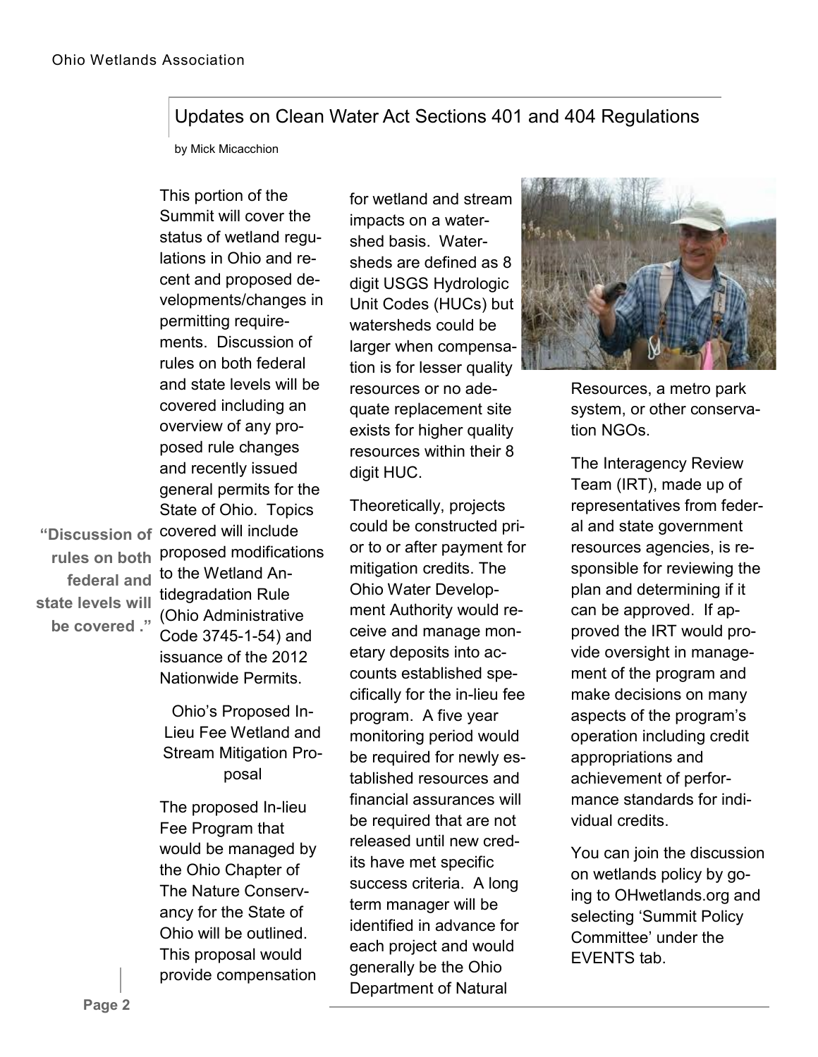## Updates on Clean Water Act Sections 401 and 404 Regulations

by Mick Micacchion

This portion of the Summit will cover the status of wetland regulations in Ohio and recent and proposed developments/changes in permitting requirements. Discussion of rules on both federal and state levels will be covered including an overview of any proposed rule changes and recently issued general permits for the State of Ohio. Topics covered will include proposed modifications to the Wetland Antidegradation Rule (Ohio Administrative Code 3745-1-54) and issuance of the 2012 Nationwide Permits.

> **"Discussion of rules on both federal and state levels will be covered ."**

### Ohio's Proposed In-Lieu Fee Wetland and Stream Mitigation Proposal

The proposed In-lieu Fee Program that would be managed by the Ohio Chapter of The Nature Conservancy for the State of Ohio will be outlined. This proposal would provide compensation for wetland and stream impacts on a watershed basis. Watersheds are defined as 8 digit USGS Hydrologic Unit Codes (HUCs) but watersheds could be larger when compensation is for lesser quality resources or no adequate replacement site exists for higher quality resources within their 8 digit HUC.

Theoretically, projects could be constructed prior to or after payment for mitigation credits. The Ohio Water Development Authority would receive and manage monetary deposits into accounts established specifically for the in-lieu fee program. A five year monitoring period would be required for newly established resources and financial assurances will be required that are not released until new credits have met specific success criteria. A long term manager will be identified in advance for each project and would generally be the Ohio Department of Natural Resources, a metro park system, or other conservation NGOs.

The Interagency Review Team (IRT), made up of representatives from federal and state government resources agencies, is responsible for reviewing the plan and determining if it can be approved. If approved the IRT would provide oversight in management of the program and make decisions on many aspects of the program's operation including credit appropriations and achievement of performance standards for individual credits.

You can join the discussion on wetlands policy by going to OHwetlands.org and selecting 'Summit Policy Committee' under the EVENTS tab.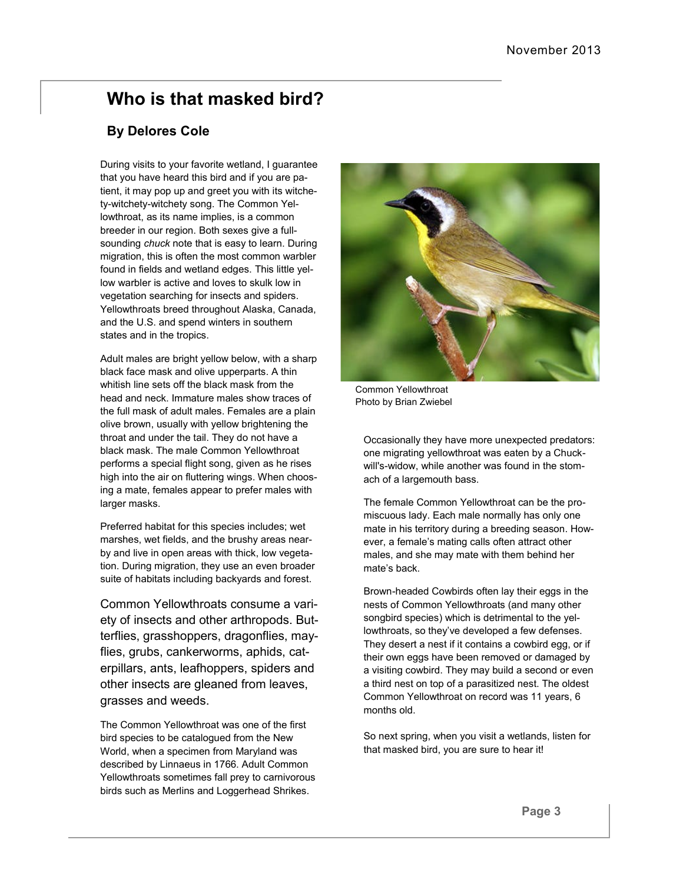# Who is that masked bird?

## By Delores Cole

During visits to your favorite wetland, I guarantee that you have heard this bird and if you are patient, it may pop up and greet you with its witchety-witchety-witchety song. The Common Yellowthroat, as its name implies, is a common breeder in our region. Both sexes give a full-sounding *chuck* note that is easy to learn. During migration, this is often the most common warbler found in fields and wetland edges. This little yellow warbler is active and loves to skulk low in vegetation searching for insects and spiders. Yellowthroats breed throughout Alaska, Canada, and the U.S. and spend winters in southern states and in the tropics.

Adult males are bright yellow below, with a sharp black face mask and olive upperparts. A thin whitish line sets off the black mask from the head and neck. Immature males show traces of the full mask of adult males. Females are a plain olive brown, usually with yellow brightening the throat and under the tail. They do not have a black mask. The male Common Yellowthroat performs a special flight song, given as he rises high into the air on fluttering wings. When choosing a mate, females appear to prefer males with larger masks.

Preferred habitat for this species includes; wet marshes, wet fields, and the brushy areas nearby and live in open areas with thick, low vegetation. During migration, they use an even broader suite of habitats including backyards and forest.

Common Yellowthroats consume a variety of insects and other arthropods. Butterflies, grasshoppers, dragonflies, mayflies, grubs, cankerworms, aphids, caterpillars, ants, leafhoppers, spiders and other insects are gleaned from leaves, grasses and weeds.

The Common Yellowthroat was one of the first bird species to be catalogued from the New World, when a specimen from Maryland was described by Linnaeus in 1766. Adult Common Yellowthroats sometimes fall prey to carnivorous birds such as Merlins and Loggerhead Shrikes.

Common Yellowthroat
Photo by Brian Zwiebel

Occasionally they have more unexpected predators: one migrating yellowthroat was eaten by a Chuck-will's-widow, while another was found in the stomach of a largemouth bass.

The female Common Yellowthroat can be the promiscuous lady. Each male normally has only one mate in his territory during a breeding season. However, a female's mating calls often attract other males, and she may mate with them behind her mate's back.

Brown-headed Cowbirds often lay their eggs in the nests of Common Yellowthroats (and many other songbird species) which is detrimental to the yellowthroats, so they've developed a few defenses. They desert a nest if it contains a cowbird egg, or if their own eggs have been removed or damaged by a visiting cowbird. They may build a second or even a third nest on top of a parasitized nest. The oldest Common Yellowthroat on record was 11 years, 6 months old.

So next spring, when you visit a wetlands, listen for that masked bird, you are sure to hear it!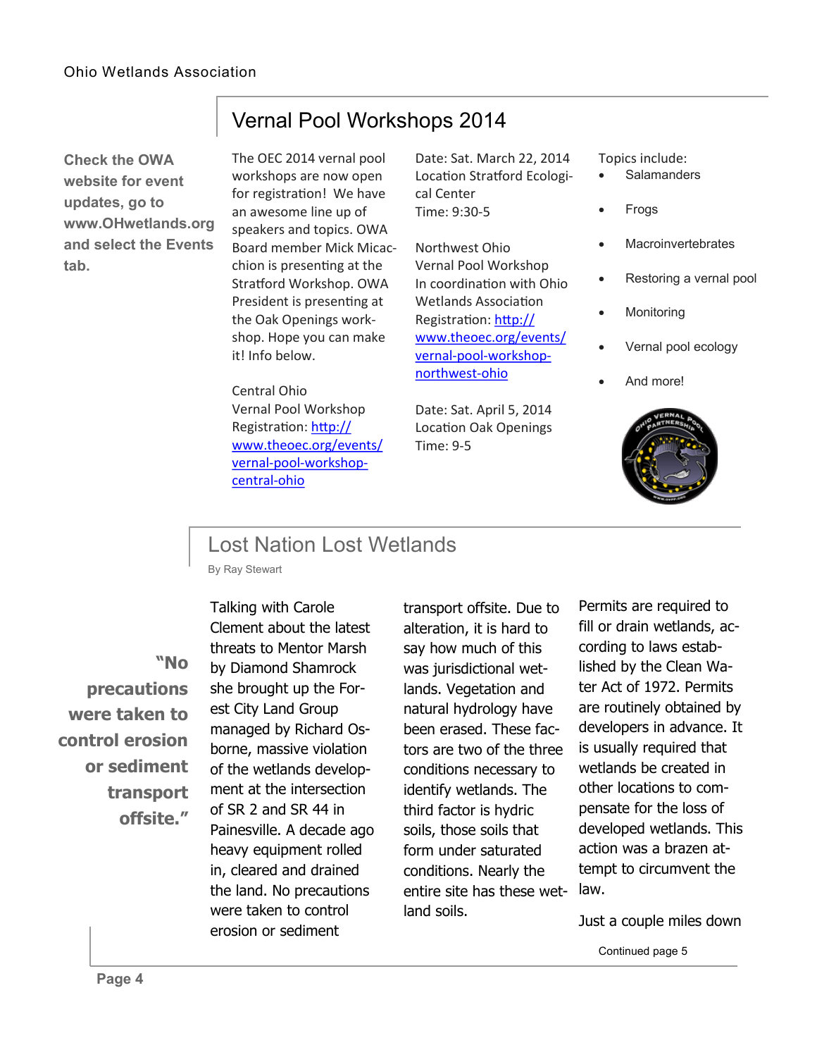## Vernal Pool Workshops 2014

**Check the OWA website for event updates, go to www.OHwetlands.org and select the Events tab.**

The OEC 2014 vernal pool workshops are now open for registration! We have an awesome line up of speakers and topics. OWA Board member Mick Micacchion is presenting at the Stratford Workshop. OWA President is presenting at the Oak Openings workshop. Hope you can make it! Info below.

Central Ohio
Vernal Pool Workshop
Registration: [http://www.theoec.org/events/vernal-pool-workshop-central-ohio](http://www.theoec.org/events/vernal-pool-workshop-central-ohio)

Date: Sat. March 22, 2014
Location Stratford Ecological Center
Time: 9:30-5

Northwest Ohio
Vernal Pool Workshop
In coordination with Ohio Wetlands Association
Registration: [http://www.theoec.org/events/vernal-pool-workshop-northwest-ohio](http://www.theoec.org/events/vernal-pool-workshop-northwest-ohio)

Date: Sat. April 5, 2014
Location Oak Openings
Time: 9-5

Topics include:

- Salamanders
- Frogs
- Macroinvertebrates
- Restoring a vernal pool
- Monitoring
- Vernal pool ecology
- And more!

## Lost Nation Lost Wetlands

By Ray Stewart

> **"No precautions were taken to control erosion or sediment transport offsite."**

Talking with Carole Clement about the latest threats to Mentor Marsh by Diamond Shamrock she brought up the Forest City Land Group managed by Richard Osborne, massive violation of the wetlands development at the intersection of SR 2 and SR 44 in Painesville. A decade ago heavy equipment rolled in, cleared and drained the land. No precautions were taken to control erosion or sediment transport offsite. Due to alteration, it is hard to say how much of this was jurisdictional wetlands. Vegetation and natural hydrology have been erased. These factors are two of the three conditions necessary to identify wetlands. The third factor is hydric soils, those soils that form under saturated conditions. Nearly the entire site has these wetland soils.

Permits are required to fill or drain wetlands, according to laws established by the Clean Water Act of 1972. Permits are routinely obtained by developers in advance. It is usually required that wetlands be created in other locations to compensate for the loss of developed wetlands. This action was a brazen attempt to circumvent the law.

Just a couple miles down

Continued page 5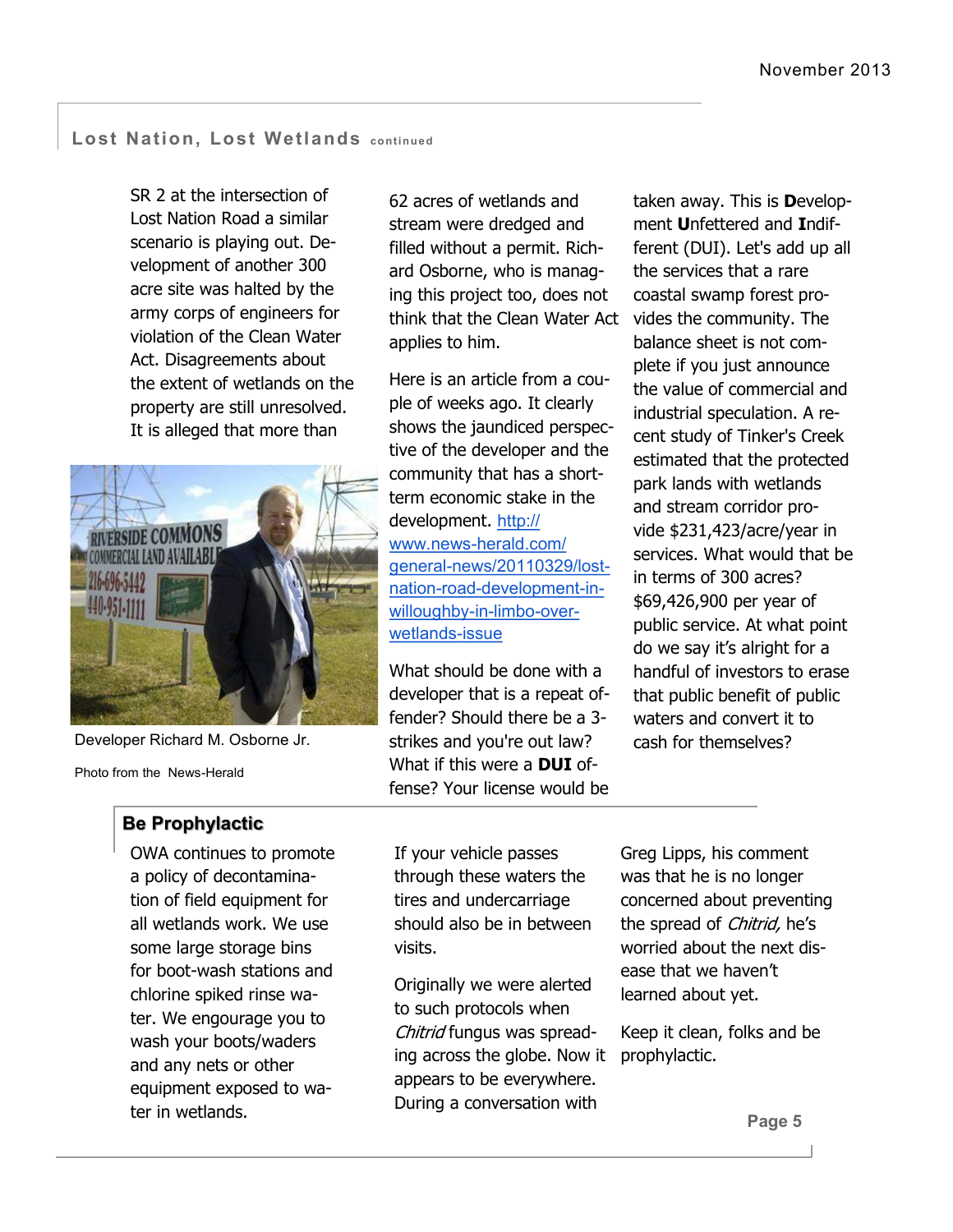## Lost Nation, Lost Wetlands continued

SR 2 at the intersection of Lost Nation Road a similar scenario is playing out. Development of another 300 acre site was halted by the army corps of engineers for violation of the Clean Water Act. Disagreements about the extent of wetlands on the property are still unresolved. It is alleged that more than 62 acres of wetlands and stream were dredged and filled without a permit. Richard Osborne, who is managing this project too, does not think that the Clean Water Act applies to him.

Developer Richard M. Osborne Jr.

Photo from the News-Herald

Here is an article from a couple of weeks ago. It clearly shows the jaundiced perspective of the developer and the community that has a short-term economic stake in the development. [http://www.news-herald.com/general-news/20110329/lost-nation-road-development-in-willoughby-in-limbo-over-wetlands-issue](http://www.news-herald.com/general-news/20110329/lost-nation-road-development-in-willoughby-in-limbo-over-wetlands-issue)

What should be done with a developer that is a repeat offender? Should there be a 3-strikes and you're out law? What if this were a **DUI** offense? Your license would be taken away. This is **D**evelopment **U**nfettered and **I**ndifferent (DUI). Let's add up all the services that a rare coastal swamp forest provides the community. The balance sheet is not complete if you just announce the value of commercial and industrial speculation. A recent study of Tinker's Creek estimated that the protected park lands with wetlands and stream corridor provide $231,423/acre/year in services. What would that be in terms of 300 acres? $69,426,900 per year of public service. At what point do we say it's alright for a handful of investors to erase that public benefit of public waters and convert it to cash for themselves?

## Be Prophylactic

OWA continues to promote a policy of decontamination of field equipment for all wetlands work. We use some large storage bins for boot-wash stations and chlorine spiked rinse water. We engourage you to wash your boots/waders and any nets or other equipment exposed to water in wetlands.

If your vehicle passes through these waters the tires and undercarriage should also be in between visits.

Originally we were alerted to such protocols when *Chitrid* fungus was spreading across the globe. Now it appears to be everywhere. During a conversation with Greg Lipps, his comment was that he is no longer concerned about preventing the spread of *Chitrid,* he's worried about the next disease that we haven't learned about yet.

Keep it clean, folks and be prophylactic.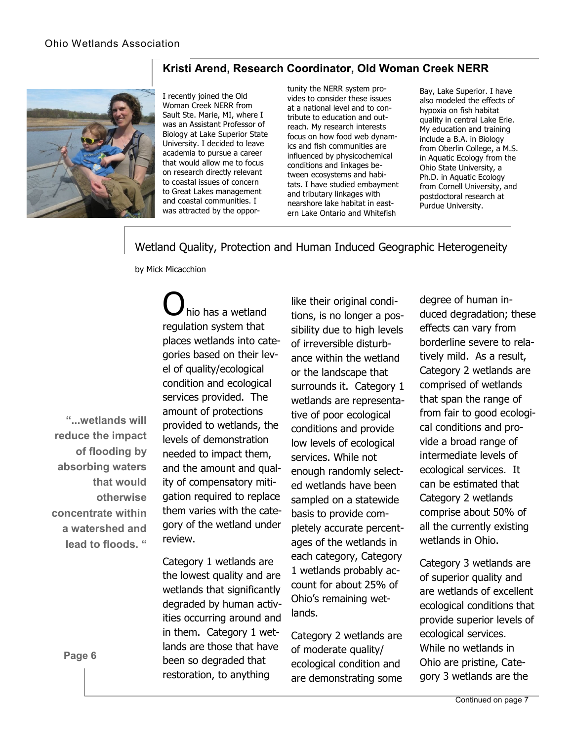## Kristi Arend, Research Coordinator, Old Woman Creek NERR

I recently joined the Old Woman Creek NERR from Sault Ste. Marie, MI, where I was an Assistant Professor of Biology at Lake Superior State University. I decided to leave academia to pursue a career that would allow me to focus on research directly relevant to coastal issues of concern to Great Lakes management and coastal communities. I was attracted by the opportunity the NERR system provides to consider these issues at a national level and to contribute to education and outreach. My research interests focus on how food web dynamics and fish communities are influenced by physicochemical conditions and linkages between ecosystems and habitats. I have studied embayment and tributary linkages with nearshore lake habitat in eastern Lake Ontario and Whitefish Bay, Lake Superior. I have also modeled the effects of hypoxia on fish habitat quality in central Lake Erie. My education and training include a B.A. in Biology from Oberlin College, a M.S. in Aquatic Ecology from the Ohio State University, a Ph.D. in Aquatic Ecology from Cornell University, and postdoctoral research at Purdue University.

## Wetland Quality, Protection and Human Induced Geographic Heterogeneity

by Mick Micacchion

> **"...wetlands will reduce the impact of flooding by absorbing waters that would otherwise concentrate within a watershed and lead to floods. "**

Ohio has a wetland regulation system that places wetlands into categories based on their level of quality/ecological condition and ecological services provided. The amount of protections provided to wetlands, the levels of demonstration needed to impact them, and the amount and quality of compensatory mitigation required to replace them varies with the category of the wetland under review.

Category 1 wetlands are the lowest quality and are wetlands that significantly degraded by human activities occurring around and in them. Category 1 wetlands are those that have been so degraded that restoration, to anything like their original conditions, is no longer a possibility due to high levels of irreversible disturbance within the wetland or the landscape that surrounds it. Category 1 wetlands are representative of poor ecological conditions and provide low levels of ecological services. While not enough randomly selected wetlands have been sampled on a statewide basis to provide completely accurate percentages of the wetlands in each category, Category 1 wetlands probably account for about 25% of Ohio's remaining wetlands.

Category 2 wetlands are of moderate quality/ecological condition and are demonstrating some degree of human induced degradation; these effects can vary from borderline severe to relatively mild. As a result, Category 2 wetlands are comprised of wetlands that span the range of from fair to good ecological conditions and provide a broad range of intermediate levels of ecological services. It can be estimated that Category 2 wetlands comprise about 50% of all the currently existing wetlands in Ohio.

Category 3 wetlands are of superior quality and are wetlands of excellent ecological conditions that provide superior levels of ecological services. While no wetlands in Ohio are pristine, Category 3 wetlands are the

Continued on page 7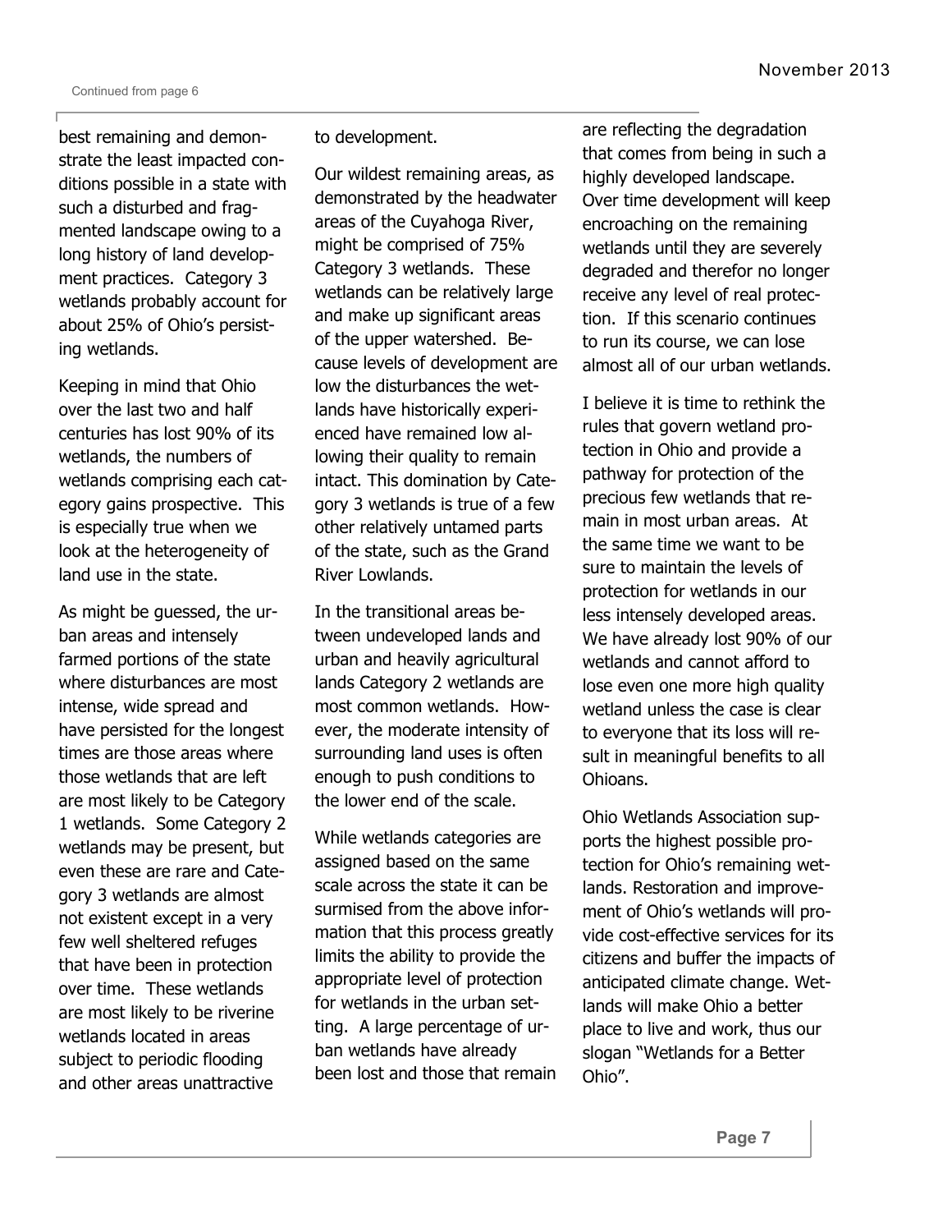Continued from page 6

best remaining and demonstrate the least impacted conditions possible in a state with such a disturbed and fragmented landscape owing to a long history of land development practices. Category 3 wetlands probably account for about 25% of Ohio's persisting wetlands.

Keeping in mind that Ohio over the last two and half centuries has lost 90% of its wetlands, the numbers of wetlands comprising each category gains prospective. This is especially true when we look at the heterogeneity of land use in the state.

As might be guessed, the urban areas and intensely farmed portions of the state where disturbances are most intense, wide spread and have persisted for the longest times are those areas where those wetlands that are left are most likely to be Category 1 wetlands. Some Category 2 wetlands may be present, but even these are rare and Category 3 wetlands are almost not existent except in a very few well sheltered refuges that have been in protection over time. These wetlands are most likely to be riverine wetlands located in areas subject to periodic flooding and other areas unattractive to development.

Our wildest remaining areas, as demonstrated by the headwater areas of the Cuyahoga River, might be comprised of 75% Category 3 wetlands. These wetlands can be relatively large and make up significant areas of the upper watershed. Because levels of development are low the disturbances the wetlands have historically experienced have remained low allowing their quality to remain intact. This domination by Category 3 wetlands is true of a few other relatively untamed parts of the state, such as the Grand River Lowlands.

In the transitional areas between undeveloped lands and urban and heavily agricultural lands Category 2 wetlands are most common wetlands. However, the moderate intensity of surrounding land uses is often enough to push conditions to the lower end of the scale.

While wetlands categories are assigned based on the same scale across the state it can be surmised from the above information that this process greatly limits the ability to provide the appropriate level of protection for wetlands in the urban setting. A large percentage of urban wetlands have already been lost and those that remain are reflecting the degradation that comes from being in such a highly developed landscape. Over time development will keep encroaching on the remaining wetlands until they are severely degraded and therefor no longer receive any level of real protection. If this scenario continues to run its course, we can lose almost all of our urban wetlands.

I believe it is time to rethink the rules that govern wetland protection in Ohio and provide a pathway for protection of the precious few wetlands that remain in most urban areas. At the same time we want to be sure to maintain the levels of protection for wetlands in our less intensely developed areas. We have already lost 90% of our wetlands and cannot afford to lose even one more high quality wetland unless the case is clear to everyone that its loss will result in meaningful benefits to all Ohioans.

Ohio Wetlands Association supports the highest possible protection for Ohio's remaining wetlands. Restoration and improvement of Ohio's wetlands will provide cost-effective services for its citizens and buffer the impacts of anticipated climate change. Wetlands will make Ohio a better place to live and work, thus our slogan "Wetlands for a Better Ohio".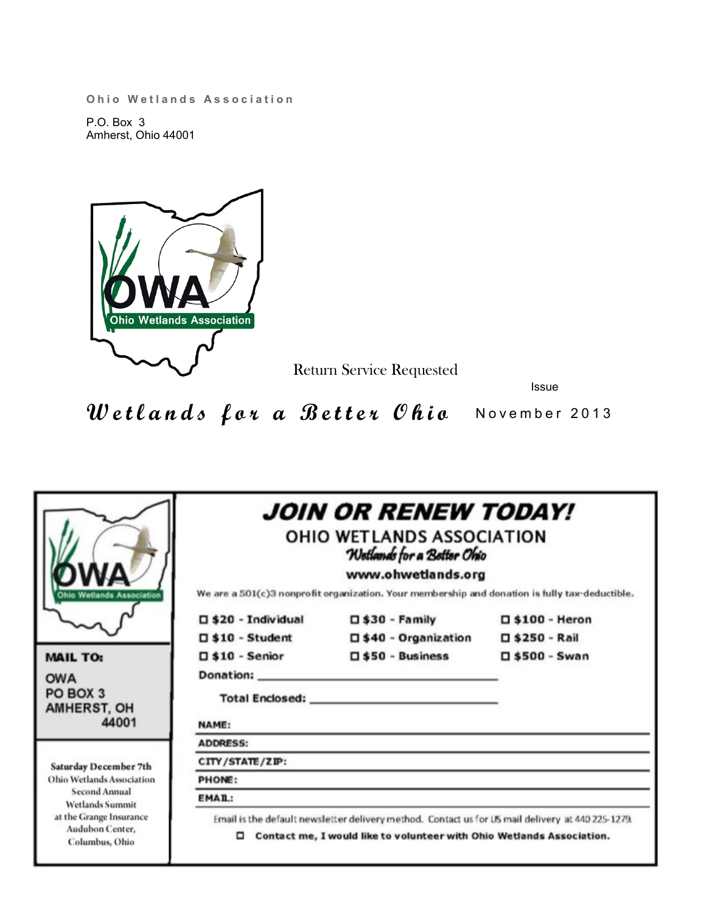Ohio Wetlands Association

P.O. Box 3
Amherst, Ohio 44001

OWA
Ohio Wetlands Association

Return Service Requested

Issue

*Wetlands for a Better Ohio* November 2013

OWA
Ohio Wetlands Association

**MAIL TO:**

OWA
PO BOX 3
AMHERST, OH
44001

Saturday December 7th
Ohio Wetlands Association
Second Annual
Wetlands Summit
at the Grange Insurance
Audubon Center,
Columbus, Ohio

## JOIN OR RENEW TODAY!

OHIO WETLANDS ASSOCIATION

*Wetlands for a Better Ohio*

**www.ohwetlands.org**

We are a 501(c)3 nonprofit organization. Your membership and donation is fully tax-deductible.

| | | |
|---|---|---|
| ☐ $20 - Individual | ☐ $30 - Family | ☐ $100 - Heron |
| ☐ $10 - Student | ☐ $40 - Organization | ☐ $250 - Rail |
| ☐ $10 - Senior | ☐ $50 - Business | ☐ $500 - Swan |

Donation: ______________________

Total Enclosed: ______________________

NAME: ______________________

ADDRESS: ______________________

CITY/STATE/ZIP: ______________________

PHONE: ______________________

EMAIL: ______________________

Email is the default newsletter delivery method. Contact us for US mail delivery at 440 225-1279.

☐ **Contact me, I would like to volunteer with Ohio Wetlands Association.**